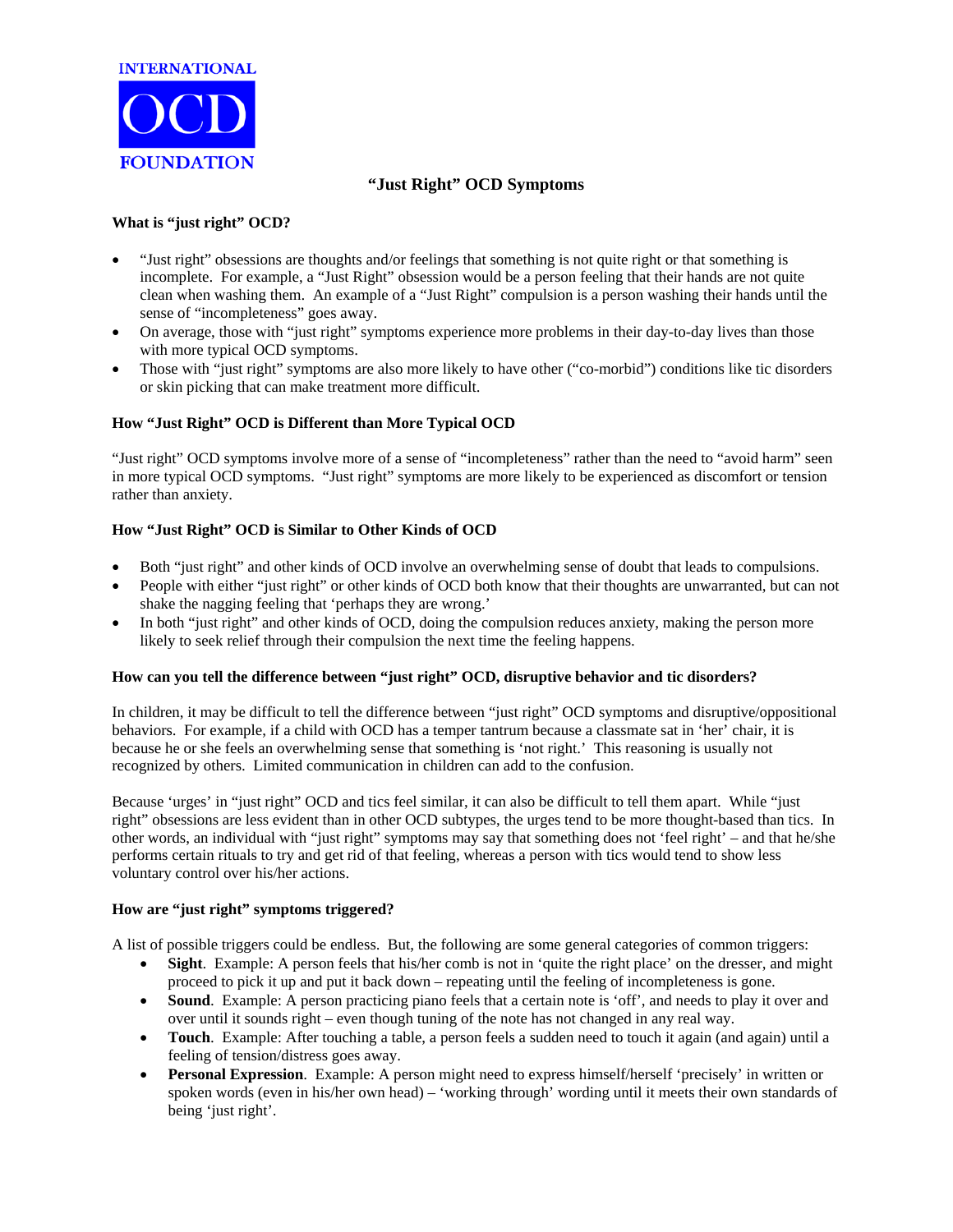INTERNATIONAL OCD FOUNDATION

# "Just Right" OCD Symptoms

## What is "just right" OCD?

- "Just right" obsessions are thoughts and/or feelings that something is not quite right or that something is incomplete. For example, a "Just Right" obsession would be a person feeling that their hands are not quite clean when washing them. An example of a "Just Right" compulsion is a person washing their hands until the sense of "incompleteness" goes away.
- On average, those with "just right" symptoms experience more problems in their day-to-day lives than those with more typical OCD symptoms.
- Those with "just right" symptoms are also more likely to have other ("co-morbid") conditions like tic disorders or skin picking that can make treatment more difficult.

## How "Just Right" OCD is Different than More Typical OCD

"Just right" OCD symptoms involve more of a sense of "incompleteness" rather than the need to "avoid harm" seen in more typical OCD symptoms. "Just right" symptoms are more likely to be experienced as discomfort or tension rather than anxiety.

## How "Just Right" OCD is Similar to Other Kinds of OCD

- Both "just right" and other kinds of OCD involve an overwhelming sense of doubt that leads to compulsions.
- People with either "just right" or other kinds of OCD both know that their thoughts are unwarranted, but can not shake the nagging feeling that 'perhaps they are wrong.'
- In both "just right" and other kinds of OCD, doing the compulsion reduces anxiety, making the person more likely to seek relief through their compulsion the next time the feeling happens.

## How can you tell the difference between "just right" OCD, disruptive behavior and tic disorders?

In children, it may be difficult to tell the difference between "just right" OCD symptoms and disruptive/oppositional behaviors. For example, if a child with OCD has a temper tantrum because a classmate sat in 'her' chair, it is because he or she feels an overwhelming sense that something is 'not right.' This reasoning is usually not recognized by others. Limited communication in children can add to the confusion.

Because 'urges' in "just right" OCD and tics feel similar, it can also be difficult to tell them apart. While "just right" obsessions are less evident than in other OCD subtypes, the urges tend to be more thought-based than tics. In other words, an individual with "just right" symptoms may say that something does not 'feel right' – and that he/she performs certain rituals to try and get rid of that feeling, whereas a person with tics would tend to show less voluntary control over his/her actions.

## How are "just right" symptoms triggered?

A list of possible triggers could be endless. But, the following are some general categories of common triggers:

- **Sight**. Example: A person feels that his/her comb is not in 'quite the right place' on the dresser, and might proceed to pick it up and put it back down – repeating until the feeling of incompleteness is gone.
- **Sound**. Example: A person practicing piano feels that a certain note is 'off', and needs to play it over and over until it sounds right – even though tuning of the note has not changed in any real way.
- **Touch**. Example: After touching a table, a person feels a sudden need to touch it again (and again) until a feeling of tension/distress goes away.
- **Personal Expression**. Example: A person might need to express himself/herself 'precisely' in written or spoken words (even in his/her own head) – 'working through' wording until it meets their own standards of being 'just right'.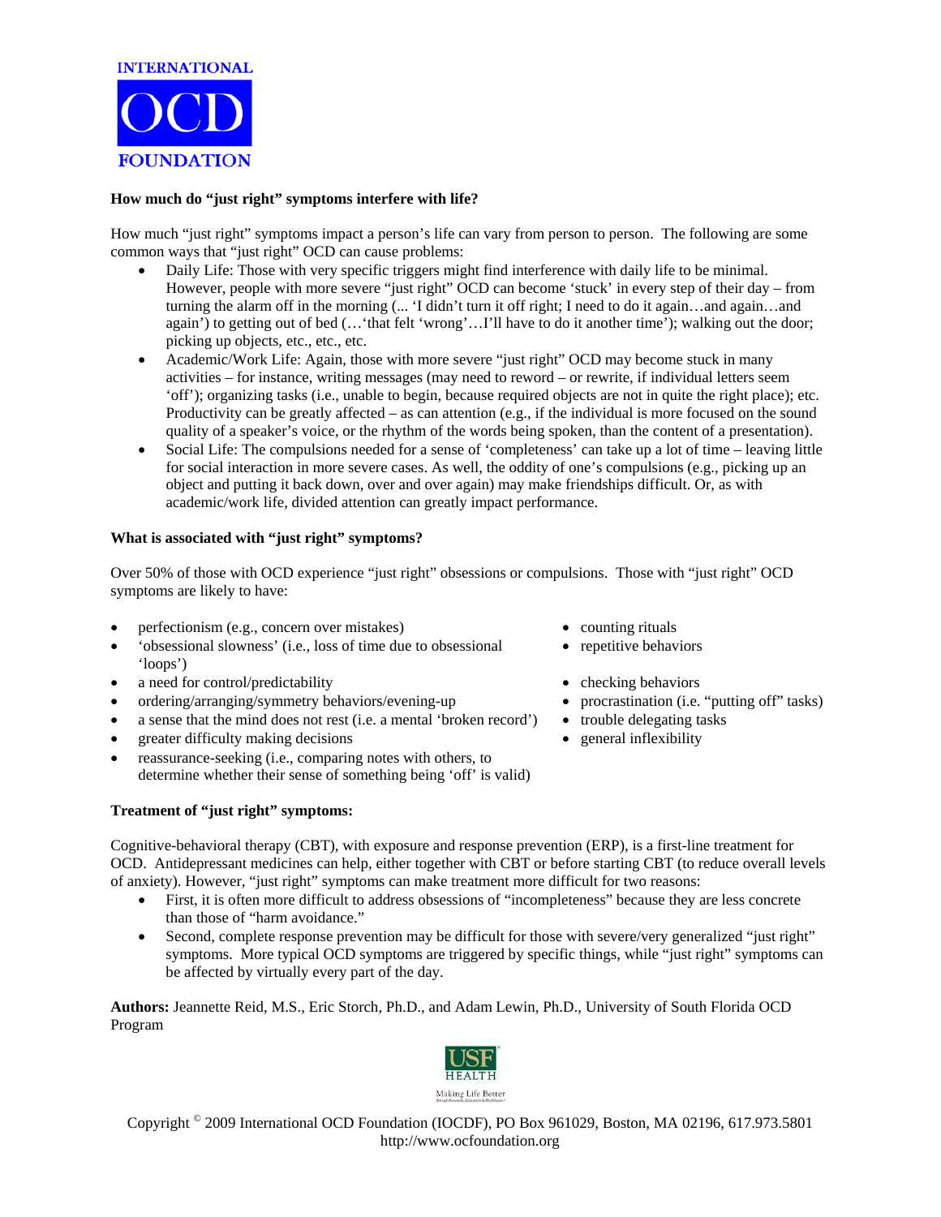INTERNATIONAL OCD FOUNDATION

**How much do "just right" symptoms interfere with life?**

How much "just right" symptoms impact a person's life can vary from person to person. The following are some common ways that "just right" OCD can cause problems:

- Daily Life: Those with very specific triggers might find interference with daily life to be minimal. However, people with more severe "just right" OCD can become 'stuck' in every step of their day – from turning the alarm off in the morning (... 'I didn't turn it off right; I need to do it again…and again…and again') to getting out of bed (…'that felt 'wrong'…I'll have to do it another time'); walking out the door; picking up objects, etc., etc., etc.
- Academic/Work Life: Again, those with more severe "just right" OCD may become stuck in many activities – for instance, writing messages (may need to reword – or rewrite, if individual letters seem 'off'); organizing tasks (i.e., unable to begin, because required objects are not in quite the right place); etc. Productivity can be greatly affected – as can attention (e.g., if the individual is more focused on the sound quality of a speaker's voice, or the rhythm of the words being spoken, than the content of a presentation).
- Social Life: The compulsions needed for a sense of 'completeness' can take up a lot of time – leaving little for social interaction in more severe cases. As well, the oddity of one's compulsions (e.g., picking up an object and putting it back down, over and over again) may make friendships difficult. Or, as with academic/work life, divided attention can greatly impact performance.

**What is associated with "just right" symptoms?**

Over 50% of those with OCD experience "just right" obsessions or compulsions. Those with "just right" OCD symptoms are likely to have:

- perfectionism (e.g., concern over mistakes)
- 'obsessional slowness' (i.e., loss of time due to obsessional 'loops')
- a need for control/predictability
- ordering/arranging/symmetry behaviors/evening-up
- a sense that the mind does not rest (i.e. a mental 'broken record')
- greater difficulty making decisions
- reassurance-seeking (i.e., comparing notes with others, to determine whether their sense of something being 'off' is valid)
- counting rituals
- repetitive behaviors
- checking behaviors
- procrastination (i.e. "putting off" tasks)
- trouble delegating tasks
- general inflexibility

**Treatment of "just right" symptoms:**

Cognitive-behavioral therapy (CBT), with exposure and response prevention (ERP), is a first-line treatment for OCD. Antidepressant medicines can help, either together with CBT or before starting CBT (to reduce overall levels of anxiety). However, "just right" symptoms can make treatment more difficult for two reasons:

- First, it is often more difficult to address obsessions of "incompleteness" because they are less concrete than those of "harm avoidance."
- Second, complete response prevention may be difficult for those with severe/very generalized "just right" symptoms. More typical OCD symptoms are triggered by specific things, while "just right" symptoms can be affected by virtually every part of the day.

**Authors:** Jeannette Reid, M.S., Eric Storch, Ph.D., and Adam Lewin, Ph.D., University of South Florida OCD Program

USF HEALTH
Making Life Better

Copyright © 2009 International OCD Foundation (IOCDF), PO Box 961029, Boston, MA 02196, 617.973.5801
http://www.ocfoundation.org